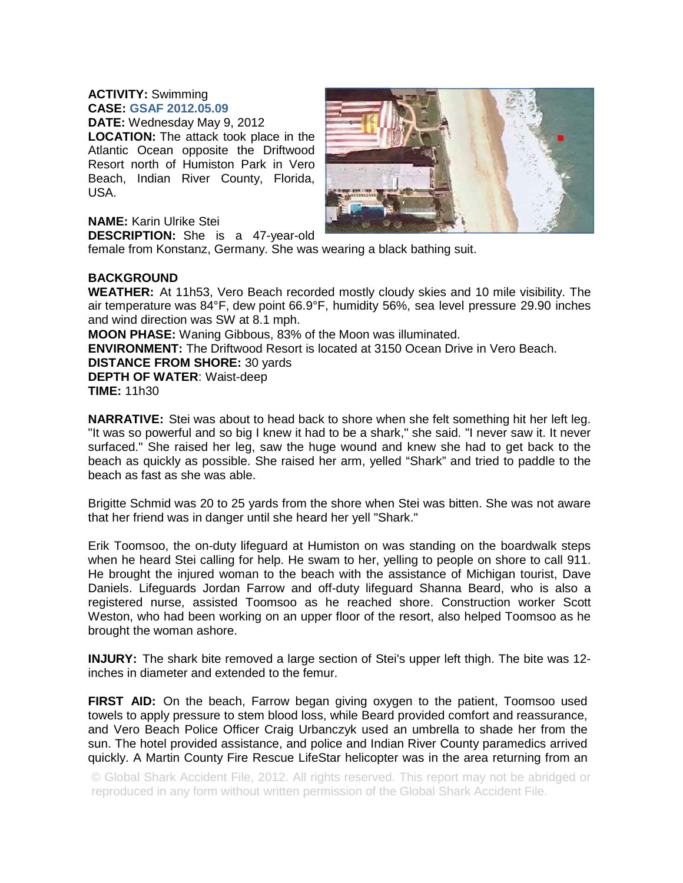**ACTIVITY:** Swimming
**CASE:** GSAF 2012.05.09
**DATE:** Wednesday May 9, 2012
**LOCATION:** The attack took place in the Atlantic Ocean opposite the Driftwood Resort north of Humiston Park in Vero Beach, Indian River County, Florida, USA.

**NAME:** Karin Ulrike Stei
**DESCRIPTION:** She is a 47-year-old female from Konstanz, Germany. She was wearing a black bathing suit.

**BACKGROUND**
**WEATHER:** At 11h53, Vero Beach recorded mostly cloudy skies and 10 mile visibility. The air temperature was 84°F, dew point 66.9°F, humidity 56%, sea level pressure 29.90 inches and wind direction was SW at 8.1 mph.
**MOON PHASE:** Waning Gibbous, 83% of the Moon was illuminated.
**ENVIRONMENT:** The Driftwood Resort is located at 3150 Ocean Drive in Vero Beach.
**DISTANCE FROM SHORE:** 30 yards
**DEPTH OF WATER**: Waist-deep
**TIME:** 11h30

**NARRATIVE:** Stei was about to head back to shore when she felt something hit her left leg. "It was so powerful and so big I knew it had to be a shark," she said. "I never saw it. It never surfaced." She raised her leg, saw the huge wound and knew she had to get back to the beach as quickly as possible. She raised her arm, yelled "Shark" and tried to paddle to the beach as fast as she was able.

Brigitte Schmid was 20 to 25 yards from the shore when Stei was bitten. She was not aware that her friend was in danger until she heard her yell "Shark."

Erik Toomsoo, the on-duty lifeguard at Humiston on was standing on the boardwalk steps when he heard Stei calling for help. He swam to her, yelling to people on shore to call 911. He brought the injured woman to the beach with the assistance of Michigan tourist, Dave Daniels. Lifeguards Jordan Farrow and off-duty lifeguard Shanna Beard, who is also a registered nurse, assisted Toomsoo as he reached shore. Construction worker Scott Weston, who had been working on an upper floor of the resort, also helped Toomsoo as he brought the woman ashore.

**INJURY:** The shark bite removed a large section of Stei's upper left thigh. The bite was 12-inches in diameter and extended to the femur.

**FIRST AID:** On the beach, Farrow began giving oxygen to the patient, Toomsoo used towels to apply pressure to stem blood loss, while Beard provided comfort and reassurance, and Vero Beach Police Officer Craig Urbanczyk used an umbrella to shade her from the sun. The hotel provided assistance, and police and Indian River County paramedics arrived quickly. A Martin County Fire Rescue LifeStar helicopter was in the area returning from an

© Global Shark Accident File, 2012. All rights reserved. This report may not be abridged or reproduced in any form without written permission of the Global Shark Accident File.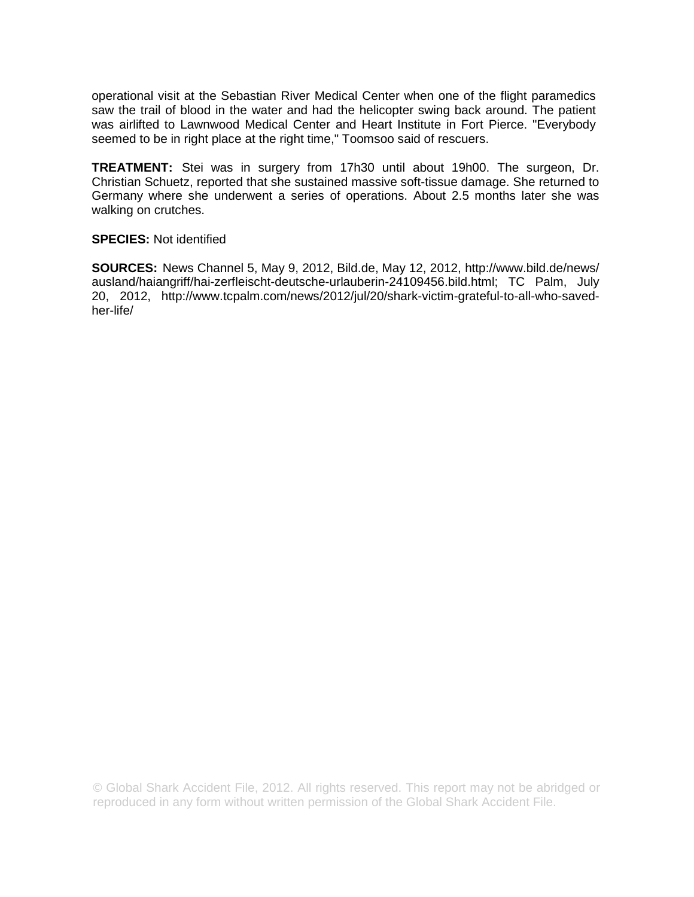operational visit at the Sebastian River Medical Center when one of the flight paramedics saw the trail of blood in the water and had the helicopter swing back around. The patient was airlifted to Lawnwood Medical Center and Heart Institute in Fort Pierce. "Everybody seemed to be in right place at the right time," Toomsoo said of rescuers.

**TREATMENT:** Stei was in surgery from 17h30 until about 19h00. The surgeon, Dr. Christian Schuetz, reported that she sustained massive soft-tissue damage. She returned to Germany where she underwent a series of operations. About 2.5 months later she was walking on crutches.

**SPECIES:** Not identified

**SOURCES:** News Channel 5, May 9, 2012, Bild.de, May 12, 2012, http://www.bild.de/news/ausland/haiangriff/hai-zerfleischt-deutsche-urlauberin-24109456.bild.html; TC Palm, July 20, 2012, http://www.tcpalm.com/news/2012/jul/20/shark-victim-grateful-to-all-who-saved-her-life/

© Global Shark Accident File, 2012. All rights reserved. This report may not be abridged or reproduced in any form without written permission of the Global Shark Accident File.